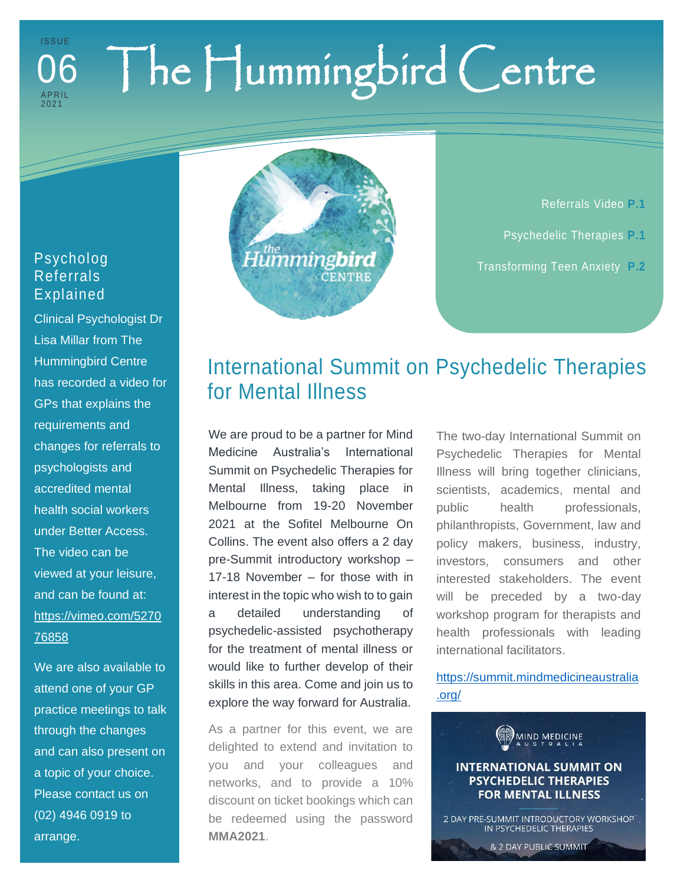ISSUE 06 APRIL 2021

# The Hummingbird Centre

Referrals Video **P.1**

Psychedelic Therapies **P.1**

Transforming Teen Anxiety **P.2**

## Psycholog Referrals Explained

Clinical Psychologist Dr Lisa Millar from The Hummingbird Centre has recorded a video for GPs that explains the requirements and changes for referrals to psychologists and accredited mental health social workers under Better Access. The video can be viewed at your leisure, and can be found at: https://vimeo.com/527076858

We are also available to attend one of your GP practice meetings to talk through the changes and can also present on a topic of your choice. Please contact us on (02) 4946 0919 to arrange.

## International Summit on Psychedelic Therapies for Mental Illness

We are proud to be a partner for Mind Medicine Australia's International Summit on Psychedelic Therapies for Mental Illness, taking place in Melbourne from 19-20 November 2021 at the Sofitel Melbourne On Collins. The event also offers a 2 day pre-Summit introductory workshop – 17-18 November – for those with in interest in the topic who wish to to gain a detailed understanding of psychedelic-assisted psychotherapy for the treatment of mental illness or would like to further develop of their skills in this area. Come and join us to explore the way forward for Australia.

As a partner for this event, we are delighted to extend and invitation to you and your colleagues and networks, and to provide a 10% discount on ticket bookings which can be redeemed using the password **MMA2021**.

The two-day International Summit on Psychedelic Therapies for Mental Illness will bring together clinicians, scientists, academics, mental and public health professionals, philanthropists, Government, law and policy makers, business, industry, investors, consumers and other interested stakeholders. The event will be preceded by a two-day workshop program for therapists and health professionals with leading international facilitators.

https://summit.mindmedicineaustralia.org/

MIND MEDICINE AUSTRALIA

**INTERNATIONAL SUMMIT ON PSYCHEDELIC THERAPIES FOR MENTAL ILLNESS**

2 DAY PRE-SUMMIT INTRODUCTORY WORKSHOP IN PSYCHEDELIC THERAPIES

& 2 DAY PUBLIC SUMMIT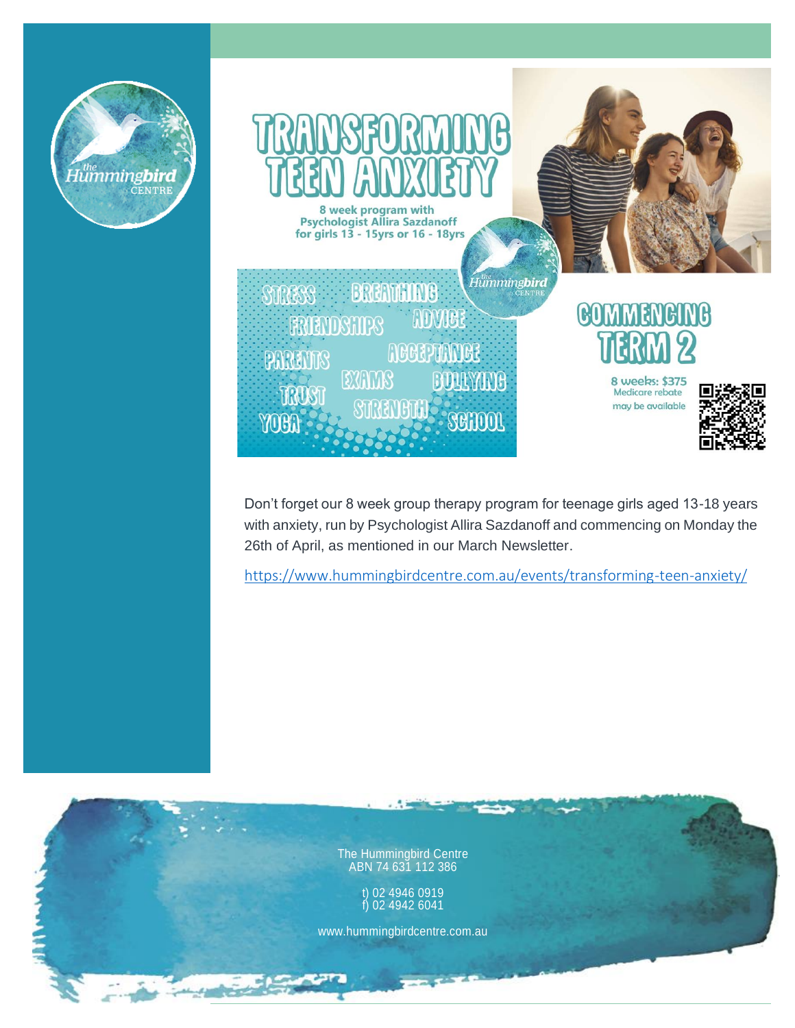# TRANSFORMING TEEN ANXIETY

8 week program with Psychologist Allira Sazdanoff for girls 13 - 15yrs or 16 - 18yrs

STRESS BREATHING FRIENDSHIPS ADVICE PARENTS ACCEPTANCE EXAMS BULLYING TRUST STRENGTH YOGA SCHOOL

the Hummingbird CENTRE

## COMMENCING TERM 2

8 weeks: $375
Medicare rebate may be available

Don't forget our 8 week group therapy program for teenage girls aged 13-18 years with anxiety, run by Psychologist Allira Sazdanoff and commencing on Monday the 26th of April, as mentioned in our March Newsletter.

https://www.hummingbirdcentre.com.au/events/transforming-teen-anxiety/

The Hummingbird Centre
ABN 74 631 112 386

t) 02 4946 0919
f) 02 4942 6041

www.hummingbirdcentre.com.au